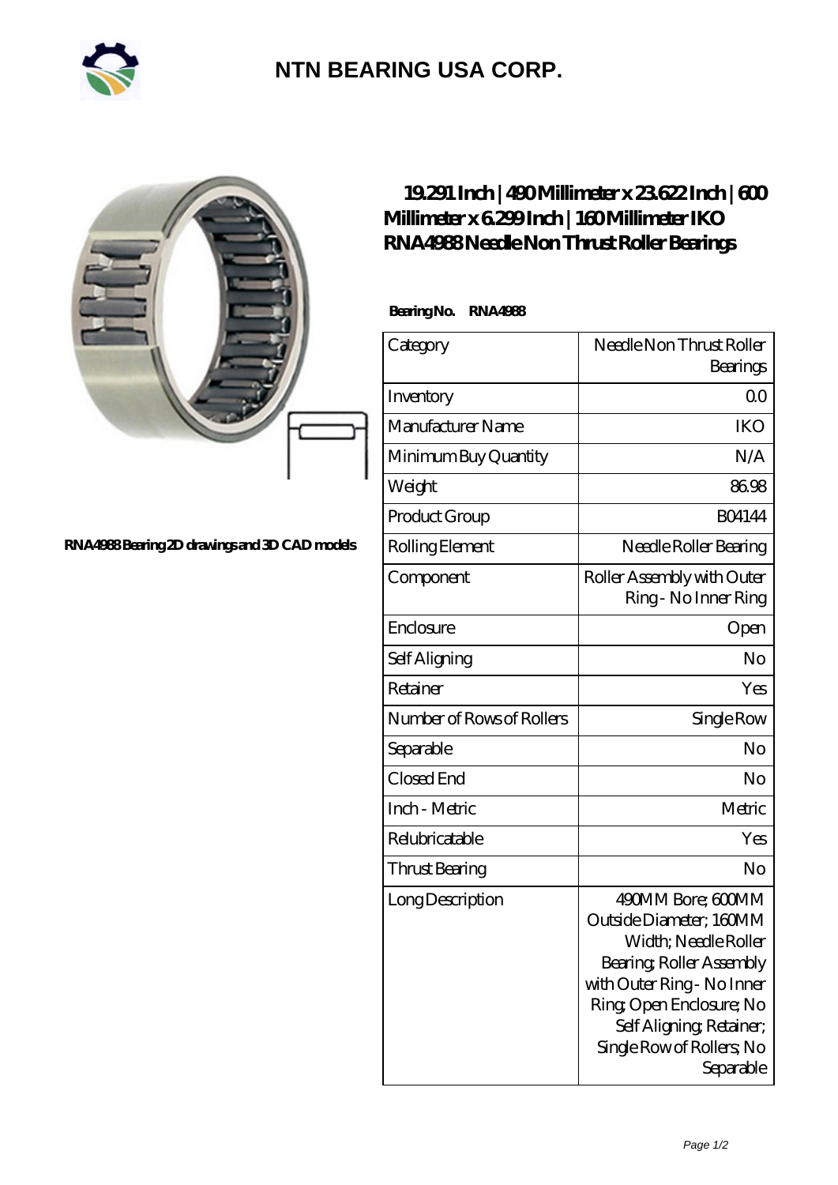# NTN BEARING USA CORP.

RNA4988 Bearing 2D drawings and 3D CAD models

## 19.291 Inch | 490 Millimeter x 23.622 Inch | 600 Millimeter x 6.299 Inch | 160 Millimeter IKO RNA4988 Needle Non Thrust Roller Bearings

**Bearing No. RNA4988**

| Category | Needle Non Thrust Roller Bearings |
|---|---|
| Inventory | 0.0 |
| Manufacturer Name | IKO |
| Minimum Buy Quantity | N/A |
| Weight | 86.98 |
| Product Group | B04144 |
| Rolling Element | Needle Roller Bearing |
| Component | Roller Assembly with Outer Ring - No Inner Ring |
| Enclosure | Open |
| Self Aligning | No |
| Retainer | Yes |
| Number of Rows of Rollers | Single Row |
| Separable | No |
| Closed End | No |
| Inch - Metric | Metric |
| Relubricatable | Yes |
| Thrust Bearing | No |
| Long Description | 490MM Bore; 600MM Outside Diameter; 160MM Width; Needle Roller Bearing; Roller Assembly with Outer Ring - No Inner Ring; Open Enclosure; No Self Aligning; Retainer; Single Row of Rollers; No Separable |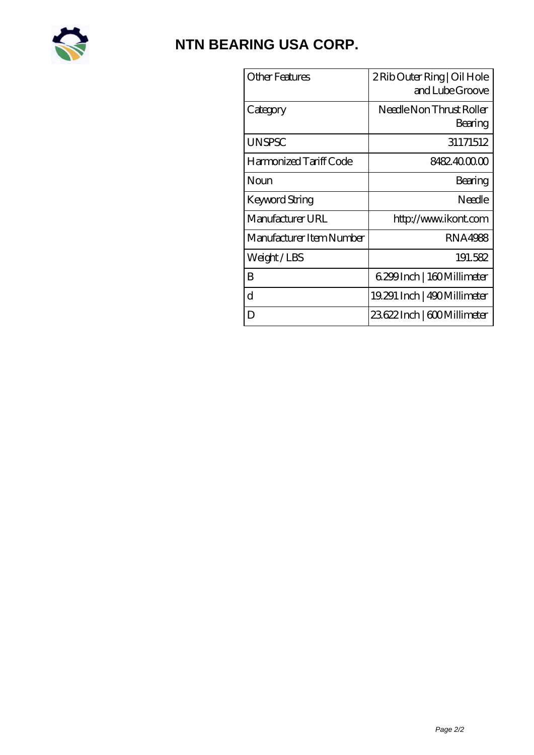# NTN BEARING USA CORP.

| | |
|---|---|
| Other Features | 2 Rib Outer Ring \| Oil Hole and Lube Groove |
| Category | Needle Non Thrust Roller Bearing |
| UNSPSC | 31171512 |
| Harmonized Tariff Code | 8482.40.00.00 |
| Noun | Bearing |
| Keyword String | Needle |
| Manufacturer URL | http://www.ikont.com |
| Manufacturer Item Number | RNA4988 |
| Weight / LBS | 191.582 |
| B | 6.299 Inch \| 160 Millimeter |
| d | 19.291 Inch \| 490 Millimeter |
| D | 23.622 Inch \| 600 Millimeter |